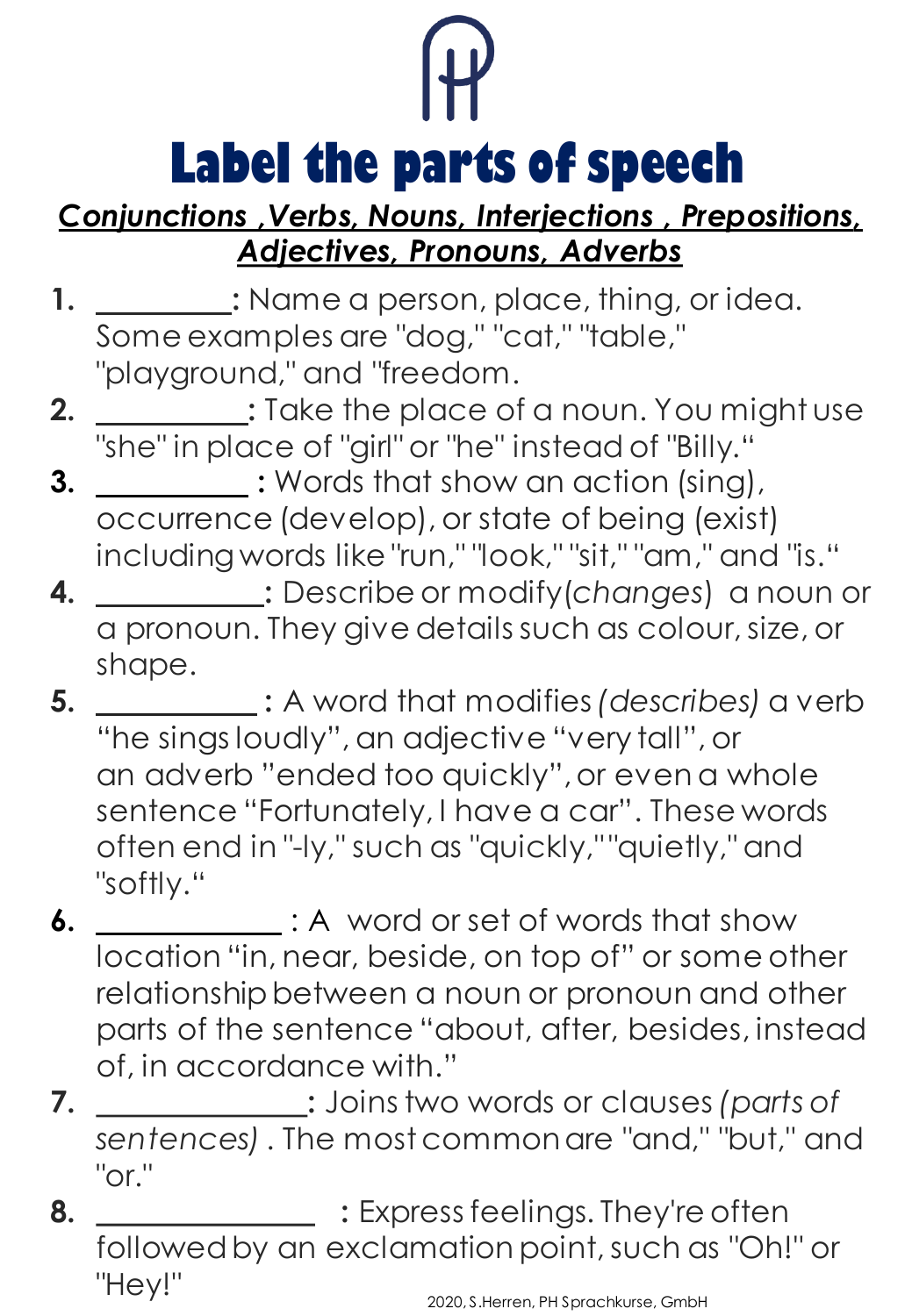# Label the parts of speech

***Conjunctions ,Verbs, Nouns, Interjections , Prepositions, Adjectives, Pronouns, Adverbs***

1. **________:** Name a person, place, thing, or idea. Some examples are "dog," "cat," "table," "playground," and "freedom.
2. **_________:** Take the place of a noun. You might use "she" in place of "girl" or "he" instead of "Billy."
3. **_________ :** Words that show an action (sing), occurrence (develop), or state of being (exist) including words like "run," "look," "sit," "am," and "is."
4. **__________:** Describe or modify(*changes*) a noun or a pronoun. They give details such as colour, size, or shape.
5. **__________ :** A word that modifies *(describes)* a verb "he sings loudly", an adjective "very tall", or an adverb "ended too quickly", or even a whole sentence "Fortunately, I have a car". These words often end in "-ly," such as "quickly,""quietly," and "softly."
6. **___________** : A word or set of words that show location "in, near, beside, on top of" or some other relationship between a noun or pronoun and other parts of the sentence "about, after, besides, instead of, in accordance with."
7. **_____________:** Joins two words or clauses *(parts of sentences)* . The most common are "and," "but," and "or."
8. **______________ :** Express feelings. They're often followed by an exclamation point, such as "Oh!" or "Hey!"

2020, S.Herren, PH Sprachkurse, GmbH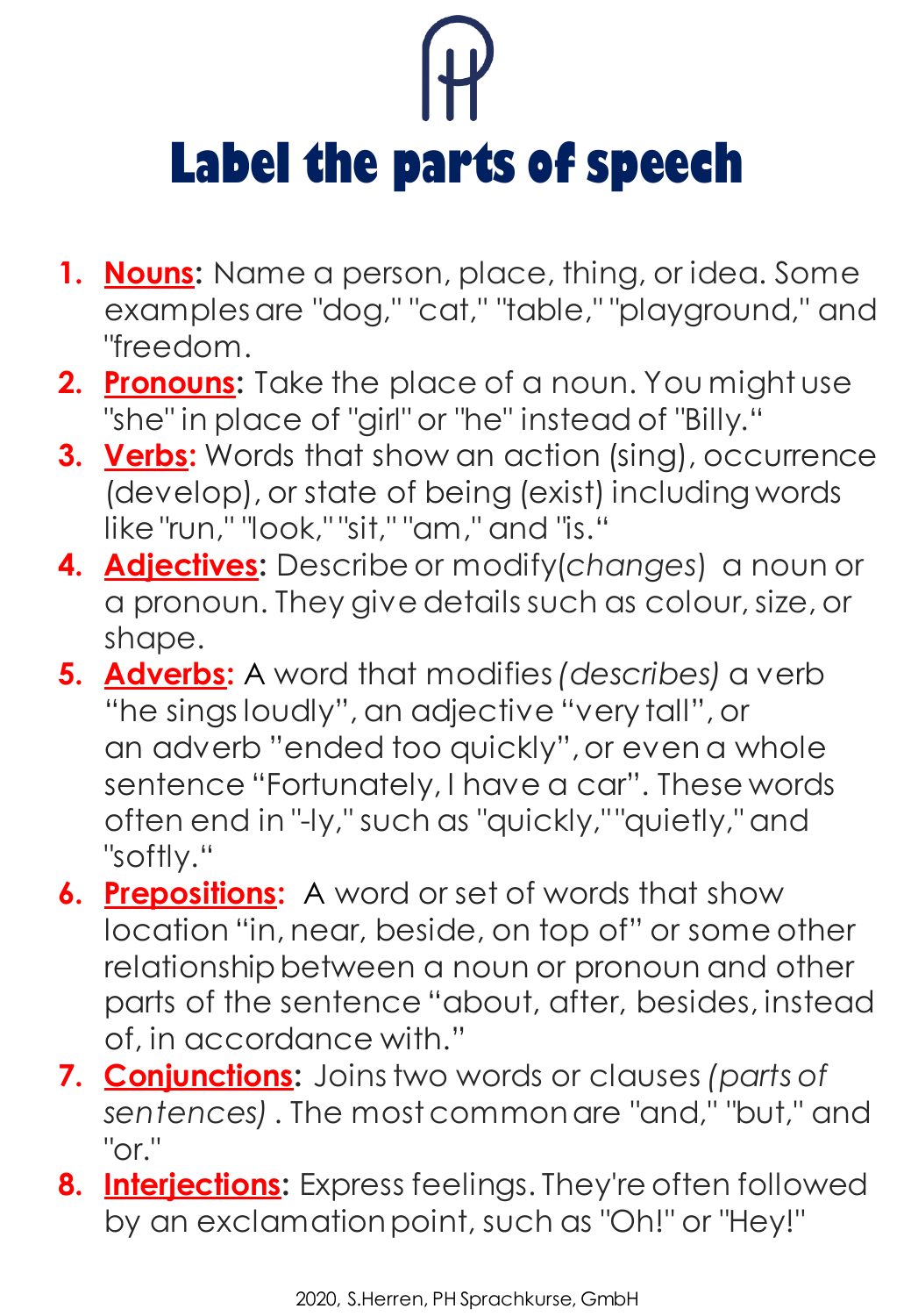# Label the parts of speech

1. **Nouns:** Name a person, place, thing, or idea. Some examples are "dog," "cat," "table," "playground," and "freedom.
2. **Pronouns:** Take the place of a noun. You might use "she" in place of "girl" or "he" instead of "Billy."
3. **Verbs:** Words that show an action (sing), occurrence (develop), or state of being (exist) including words like "run," "look," "sit," "am," and "is."
4. **Adjectives:** Describe or modify(*changes*) a noun or a pronoun. They give details such as colour, size, or shape.
5. **Adverbs:** A word that modifies *(describes)* a verb "he sings loudly", an adjective "very tall", or an adverb "ended too quickly", or even a whole sentence "Fortunately, I have a car". These words often end in "-ly," such as "quickly," "quietly," and "softly."
6. **Prepositions:** A word or set of words that show location "in, near, beside, on top of" or some other relationship between a noun or pronoun and other parts of the sentence "about, after, besides, instead of, in accordance with."
7. **Conjunctions:** Joins two words or clauses *(parts of sentences)* . The most common are "and," "but," and "or."
8. **Interjections:** Express feelings. They're often followed by an exclamation point, such as "Oh!" or "Hey!"

2020, S.Herren, PH Sprachkurse, GmbH